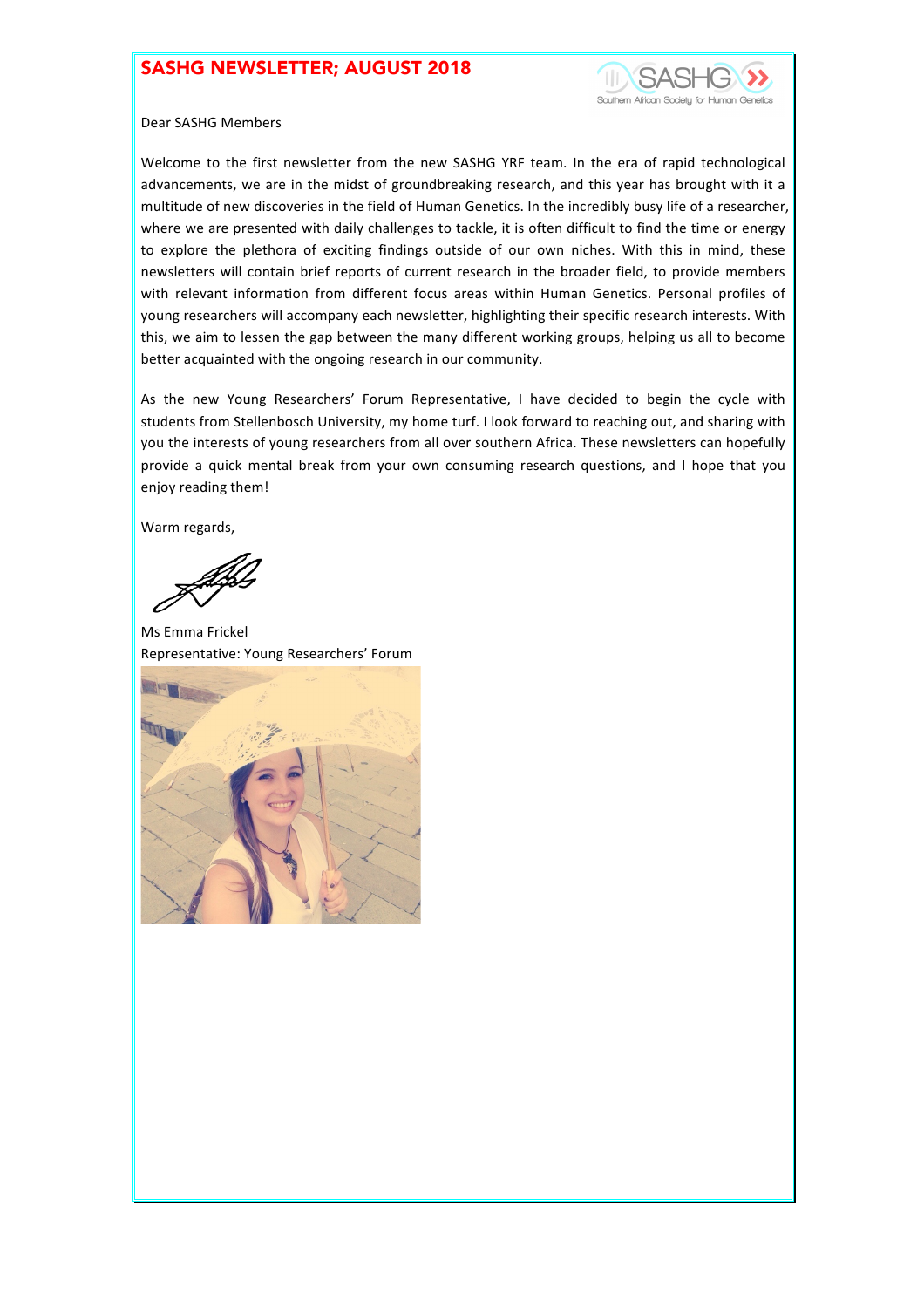# SASHG NEWSLETTER; AUGUST 2018

Dear SASHG Members

Welcome to the first newsletter from the new SASHG YRF team. In the era of rapid technological advancements, we are in the midst of groundbreaking research, and this year has brought with it a multitude of new discoveries in the field of Human Genetics. In the incredibly busy life of a researcher, where we are presented with daily challenges to tackle, it is often difficult to find the time or energy to explore the plethora of exciting findings outside of our own niches. With this in mind, these newsletters will contain brief reports of current research in the broader field, to provide members with relevant information from different focus areas within Human Genetics. Personal profiles of young researchers will accompany each newsletter, highlighting their specific research interests. With this, we aim to lessen the gap between the many different working groups, helping us all to become better acquainted with the ongoing research in our community.

As the new Young Researchers' Forum Representative, I have decided to begin the cycle with students from Stellenbosch University, my home turf. I look forward to reaching out, and sharing with you the interests of young researchers from all over southern Africa. These newsletters can hopefully provide a quick mental break from your own consuming research questions, and I hope that you enjoy reading them!

Warm regards,

Ms Emma Frickel
Representative: Young Researchers' Forum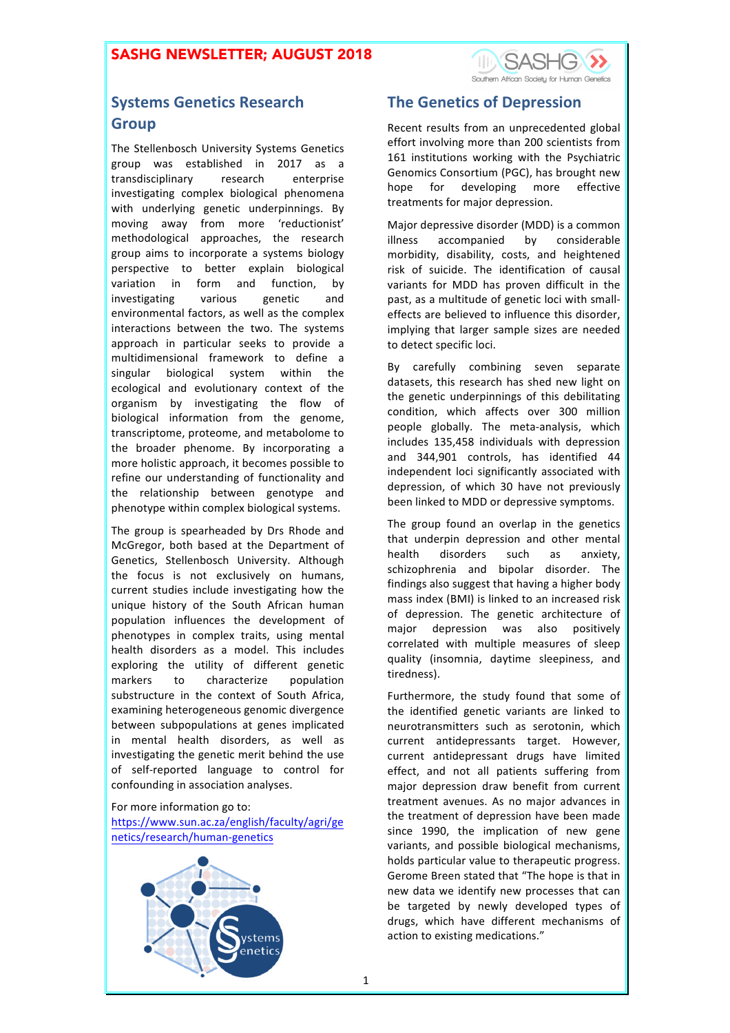## Systems Genetics Research Group

The Stellenbosch University Systems Genetics group was established in 2017 as a transdisciplinary research enterprise investigating complex biological phenomena with underlying genetic underpinnings. By moving away from more 'reductionist' methodological approaches, the research group aims to incorporate a systems biology perspective to better explain biological variation in form and function, by investigating various genetic and environmental factors, as well as the complex interactions between the two. The systems approach in particular seeks to provide a multidimensional framework to define a singular biological system within the ecological and evolutionary context of the organism by investigating the flow of biological information from the genome, transcriptome, proteome, and metabolome to the broader phenome. By incorporating a more holistic approach, it becomes possible to refine our understanding of functionality and the relationship between genotype and phenotype within complex biological systems.

The group is spearheaded by Drs Rhode and McGregor, both based at the Department of Genetics, Stellenbosch University. Although the focus is not exclusively on humans, current studies include investigating how the unique history of the South African human population influences the development of phenotypes in complex traits, using mental health disorders as a model. This includes exploring the utility of different genetic markers to characterize population substructure in the context of South Africa, examining heterogeneous genomic divergence between subpopulations at genes implicated in mental health disorders, as well as investigating the genetic merit behind the use of self-reported language to control for confounding in association analyses.

For more information go to:
https://www.sun.ac.za/english/faculty/agri/genetics/research/human-genetics

## The Genetics of Depression

Recent results from an unprecedented global effort involving more than 200 scientists from 161 institutions working with the Psychiatric Genomics Consortium (PGC), has brought new hope for developing more effective treatments for major depression.

Major depressive disorder (MDD) is a common illness accompanied by considerable morbidity, disability, costs, and heightened risk of suicide. The identification of causal variants for MDD has proven difficult in the past, as a multitude of genetic loci with small-effects are believed to influence this disorder, implying that larger sample sizes are needed to detect specific loci.

By carefully combining seven separate datasets, this research has shed new light on the genetic underpinnings of this debilitating condition, which affects over 300 million people globally. The meta-analysis, which includes 135,458 individuals with depression and 344,901 controls, has identified 44 independent loci significantly associated with depression, of which 30 have not previously been linked to MDD or depressive symptoms.

The group found an overlap in the genetics that underpin depression and other mental health disorders such as anxiety, schizophrenia and bipolar disorder. The findings also suggest that having a higher body mass index (BMI) is linked to an increased risk of depression. The genetic architecture of major depression was also positively correlated with multiple measures of sleep quality (insomnia, daytime sleepiness, and tiredness).

Furthermore, the study found that some of the identified genetic variants are linked to neurotransmitters such as serotonin, which current antidepressants target. However, current antidepressant drugs have limited effect, and not all patients suffering from major depression draw benefit from current treatment avenues. As no major advances in the treatment of depression have been made since 1990, the implication of new gene variants, and possible biological mechanisms, holds particular value to therapeutic progress. Gerome Breen stated that "The hope is that in new data we identify new processes that can be targeted by newly developed types of drugs, which have different mechanisms of action to existing medications."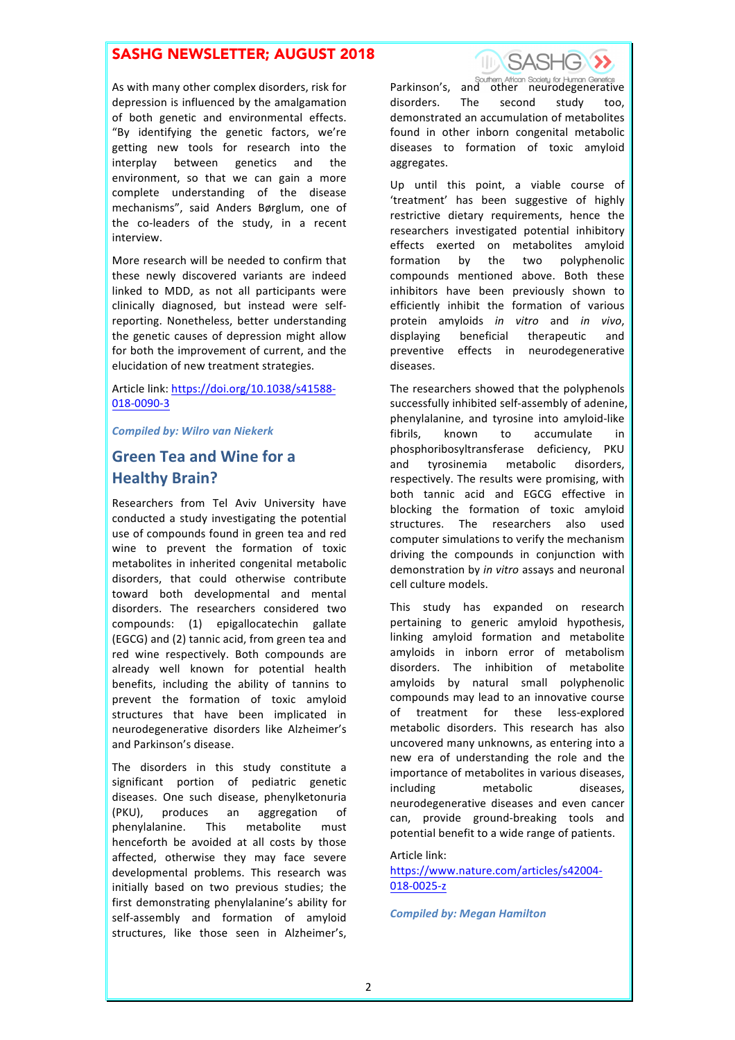As with many other complex disorders, risk for depression is influenced by the amalgamation of both genetic and environmental effects. "By identifying the genetic factors, we're getting new tools for research into the interplay between genetics and the environment, so that we can gain a more complete understanding of the disease mechanisms", said Anders Børglum, one of the co-leaders of the study, in a recent interview.

More research will be needed to confirm that these newly discovered variants are indeed linked to MDD, as not all participants were clinically diagnosed, but instead were self-reporting. Nonetheless, better understanding the genetic causes of depression might allow for both the improvement of current, and the elucidation of new treatment strategies.

Article link: https://doi.org/10.1038/s41588-018-0090-3

***Compiled by: Wilro van Niekerk***

## Green Tea and Wine for a Healthy Brain?

Researchers from Tel Aviv University have conducted a study investigating the potential use of compounds found in green tea and red wine to prevent the formation of toxic metabolites in inherited congenital metabolic disorders, that could otherwise contribute toward both developmental and mental disorders. The researchers considered two compounds: (1) epigallocatechin gallate (EGCG) and (2) tannic acid, from green tea and red wine respectively. Both compounds are already well known for potential health benefits, including the ability of tannins to prevent the formation of toxic amyloid structures that have been implicated in neurodegenerative disorders like Alzheimer's and Parkinson's disease.

The disorders in this study constitute a significant portion of pediatric genetic diseases. One such disease, phenylketonuria (PKU), produces an aggregation of phenylalanine. This metabolite must henceforth be avoided at all costs by those affected, otherwise they may face severe developmental problems. This research was initially based on two previous studies; the first demonstrating phenylalanine's ability for self-assembly and formation of amyloid structures, like those seen in Alzheimer's, Parkinson's, and other neurodegenerative disorders. The second study too, demonstrated an accumulation of metabolites found in other inborn congenital metabolic diseases to formation of toxic amyloid aggregates.

Up until this point, a viable course of 'treatment' has been suggestive of highly restrictive dietary requirements, hence the researchers investigated potential inhibitory effects exerted on metabolites amyloid formation by the two polyphenolic compounds mentioned above. Both these inhibitors have been previously shown to efficiently inhibit the formation of various protein amyloids *in vitro* and *in vivo*, displaying beneficial therapeutic and preventive effects in neurodegenerative diseases.

The researchers showed that the polyphenols successfully inhibited self-assembly of adenine, phenylalanine, and tyrosine into amyloid-like fibrils, known to accumulate in phosphoribosyltransferase deficiency, PKU and tyrosinemia metabolic disorders, respectively. The results were promising, with both tannic acid and EGCG effective in blocking the formation of toxic amyloid structures. The researchers also used computer simulations to verify the mechanism driving the compounds in conjunction with demonstration by *in vitro* assays and neuronal cell culture models.

This study has expanded on research pertaining to generic amyloid hypothesis, linking amyloid formation and metabolite amyloids in inborn error of metabolism disorders. The inhibition of metabolite amyloids by natural small polyphenolic compounds may lead to an innovative course of treatment for these less-explored metabolic disorders. This research has also uncovered many unknowns, as entering into a new era of understanding the role and the importance of metabolites in various diseases, including metabolic diseases, neurodegenerative diseases and even cancer can, provide ground-breaking tools and potential benefit to a wide range of patients.

Article link: https://www.nature.com/articles/s42004-018-0025-z

***Compiled by: Megan Hamilton***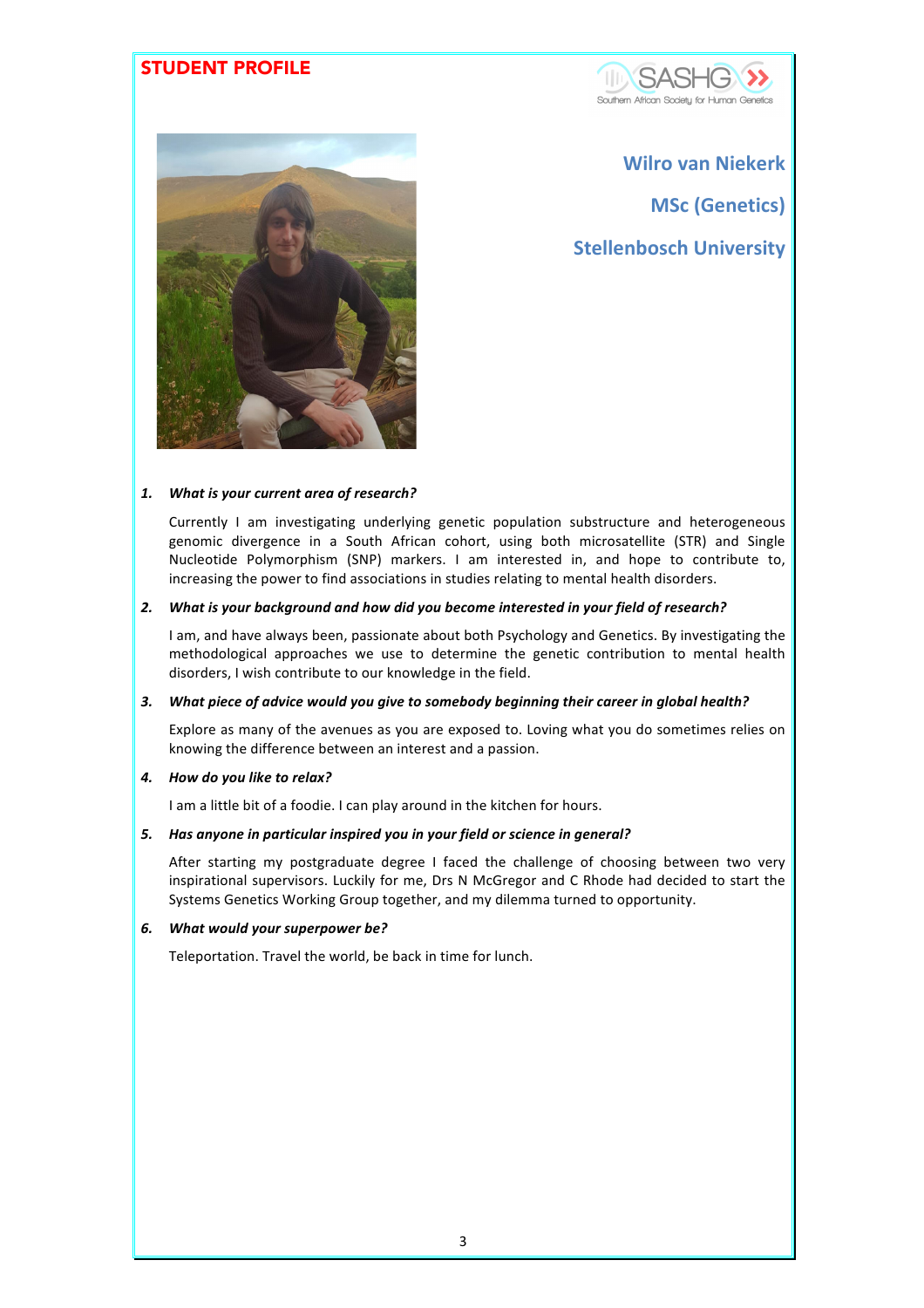# STUDENT PROFILE

## Wilro van Niekerk

## MSc (Genetics)

## Stellenbosch University

1. ***What is your current area of research?***

   Currently I am investigating underlying genetic population substructure and heterogeneous genomic divergence in a South African cohort, using both microsatellite (STR) and Single Nucleotide Polymorphism (SNP) markers. I am interested in, and hope to contribute to, increasing the power to find associations in studies relating to mental health disorders.

2. ***What is your background and how did you become interested in your field of research?***

   I am, and have always been, passionate about both Psychology and Genetics. By investigating the methodological approaches we use to determine the genetic contribution to mental health disorders, I wish contribute to our knowledge in the field.

3. ***What piece of advice would you give to somebody beginning their career in global health?***

   Explore as many of the avenues as you are exposed to. Loving what you do sometimes relies on knowing the difference between an interest and a passion.

4. ***How do you like to relax?***

   I am a little bit of a foodie. I can play around in the kitchen for hours.

5. ***Has anyone in particular inspired you in your field or science in general?***

   After starting my postgraduate degree I faced the challenge of choosing between two very inspirational supervisors. Luckily for me, Drs N McGregor and C Rhode had decided to start the Systems Genetics Working Group together, and my dilemma turned to opportunity.

6. ***What would your superpower be?***

   Teleportation. Travel the world, be back in time for lunch.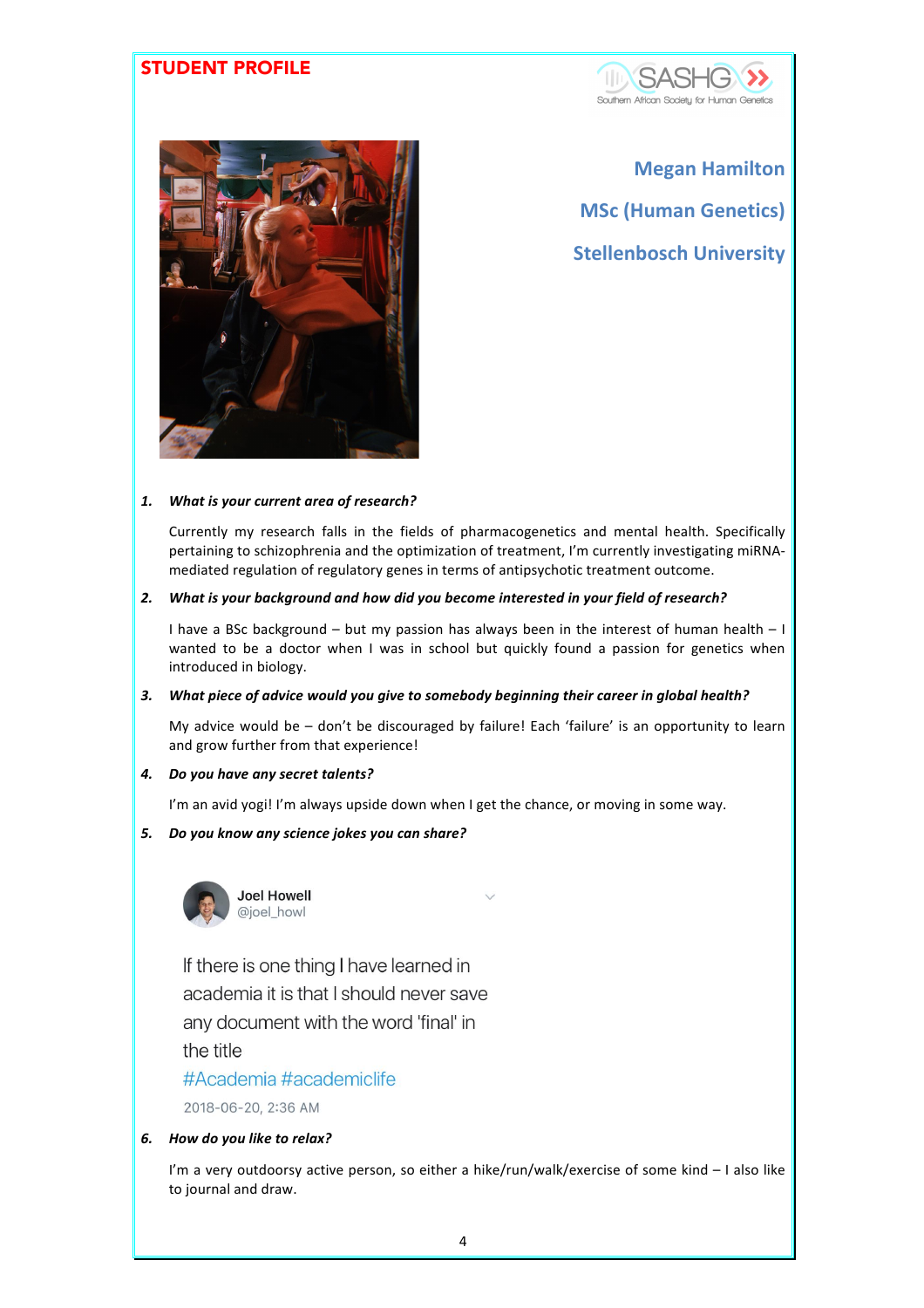**STUDENT PROFILE**

## Megan Hamilton

## MSc (Human Genetics)

## Stellenbosch University

1. ***What is your current area of research?***

   Currently my research falls in the fields of pharmacogenetics and mental health. Specifically pertaining to schizophrenia and the optimization of treatment, I'm currently investigating miRNA-mediated regulation of regulatory genes in terms of antipsychotic treatment outcome.

2. ***What is your background and how did you become interested in your field of research?***

   I have a BSc background – but my passion has always been in the interest of human health – I wanted to be a doctor when I was in school but quickly found a passion for genetics when introduced in biology.

3. ***What piece of advice would you give to somebody beginning their career in global health?***

   My advice would be – don't be discouraged by failure! Each 'failure' is an opportunity to learn and grow further from that experience!

4. ***Do you have any secret talents?***

   I'm an avid yogi! I'm always upside down when I get the chance, or moving in some way.

5. ***Do you know any science jokes you can share?***

   Joel Howell
   @joel_howl

   If there is one thing I have learned in academia it is that I should never save any document with the word 'final' in the title
   #Academia #academiclife

   2018-06-20, 2:36 AM

6. ***How do you like to relax?***

   I'm a very outdoorsy active person, so either a hike/run/walk/exercise of some kind – I also like to journal and draw.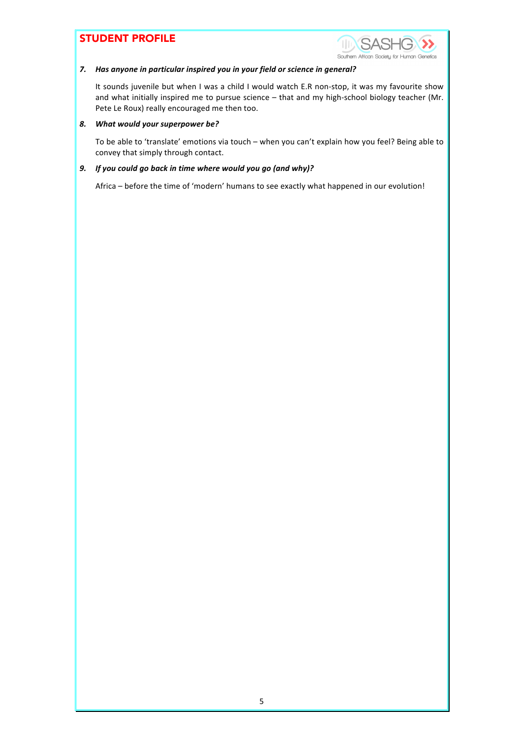## STUDENT PROFILE

***7. Has anyone in particular inspired you in your field or science in general?***

It sounds juvenile but when I was a child I would watch E.R non-stop, it was my favourite show and what initially inspired me to pursue science – that and my high-school biology teacher (Mr. Pete Le Roux) really encouraged me then too.

***8. What would your superpower be?***

To be able to 'translate' emotions via touch – when you can't explain how you feel? Being able to convey that simply through contact.

***9. If you could go back in time where would you go (and why)?***

Africa – before the time of 'modern' humans to see exactly what happened in our evolution!